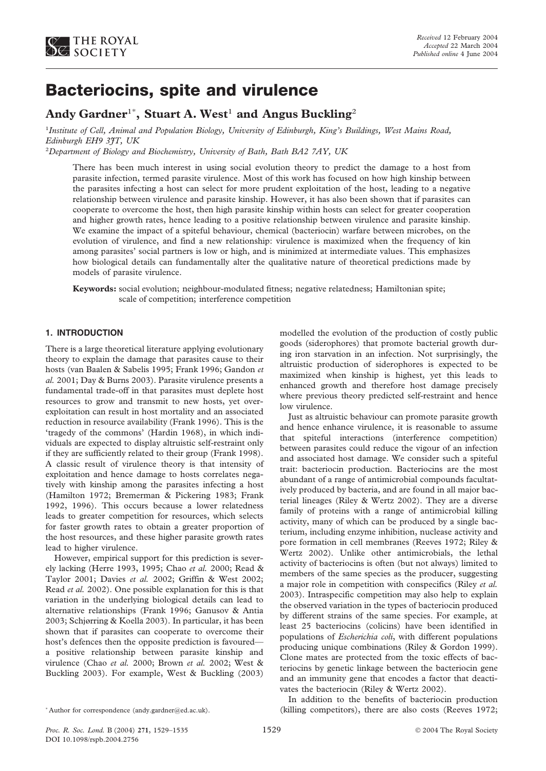*Received* 12 February 2004
*Accepted* 22 March 2004
*Published online* 4 June 2004

# Bacteriocins, spite and virulence

**Andy Gardner[1*], Stuart A. West[1] and Angus Buckling[2]**

[1]*Institute of Cell, Animal and Population Biology, University of Edinburgh, King's Buildings, West Mains Road, Edinburgh EH9 3JT, UK*

[2]*Department of Biology and Biochemistry, University of Bath, Bath BA2 7AY, UK*

There has been much interest in using social evolution theory to predict the damage to a host from parasite infection, termed parasite virulence. Most of this work has focused on how high kinship between the parasites infecting a host can select for more prudent exploitation of the host, leading to a negative relationship between virulence and parasite kinship. However, it has also been shown that if parasites can cooperate to overcome the host, then high parasite kinship within hosts can select for greater cooperation and higher growth rates, hence leading to a positive relationship between virulence and parasite kinship. We examine the impact of a spiteful behaviour, chemical (bacteriocin) warfare between microbes, on the evolution of virulence, and find a new relationship: virulence is maximized when the frequency of kin among parasites' social partners is low or high, and is minimized at intermediate values. This emphasizes how biological details can fundamentally alter the qualitative nature of theoretical predictions made by models of parasite virulence.

**Keywords:** social evolution; neighbour-modulated fitness; negative relatedness; Hamiltonian spite; scale of competition; interference competition

## 1. INTRODUCTION

There is a large theoretical literature applying evolutionary theory to explain the damage that parasites cause to their hosts (van Baalen & Sabelis 1995; Frank 1996; Gandon *et al.* 2001; Day & Burns 2003). Parasite virulence presents a fundamental trade-off in that parasites must deplete host resources to grow and transmit to new hosts, yet over-exploitation can result in host mortality and an associated reduction in resource availability (Frank 1996). This is the 'tragedy of the commons' (Hardin 1968), in which individuals are expected to display altruistic self-restraint only if they are sufficiently related to their group (Frank 1998). A classic result of virulence theory is that intensity of exploitation and hence damage to hosts correlates negatively with kinship among the parasites infecting a host (Hamilton 1972; Bremerman & Pickering 1983; Frank 1992, 1996). This occurs because a lower relatedness leads to greater competition for resources, which selects for faster growth rates to obtain a greater proportion of the host resources, and these higher parasite growth rates lead to higher virulence.

However, empirical support for this prediction is severely lacking (Herre 1993, 1995; Chao *et al.* 2000; Read & Taylor 2001; Davies *et al.* 2002; Griffin & West 2002; Read *et al.* 2002). One possible explanation for this is that variation in the underlying biological details can lead to alternative relationships (Frank 1996; Ganusov & Antia 2003; Schjørring & Koella 2003). In particular, it has been shown that if parasites can cooperate to overcome their host's defences then the opposite prediction is favoured—a positive relationship between parasite kinship and virulence (Chao *et al.* 2000; Brown *et al.* 2002; West & Buckling 2003). For example, West & Buckling (2003) modelled the evolution of the production of costly public goods (siderophores) that promote bacterial growth during iron starvation in an infection. Not surprisingly, the altruistic production of siderophores is expected to be maximized when kinship is highest, yet this leads to enhanced growth and therefore host damage precisely where previous theory predicted self-restraint and hence low virulence.

Just as altruistic behaviour can promote parasite growth and hence enhance virulence, it is reasonable to assume that spiteful interactions (interference competition) between parasites could reduce the vigour of an infection and associated host damage. We consider such a spiteful trait: bacteriocin production. Bacteriocins are the most abundant of a range of antimicrobial compounds facultatively produced by bacteria, and are found in all major bacterial lineages (Riley & Wertz 2002). They are a diverse family of proteins with a range of antimicrobial killing activity, many of which can be produced by a single bacterium, including enzyme inhibition, nuclease activity and pore formation in cell membranes (Reeves 1972; Riley & Wertz 2002). Unlike other antimicrobials, the lethal activity of bacteriocins is often (but not always) limited to members of the same species as the producer, suggesting a major role in competition with conspecifics (Riley *et al.* 2003). Intraspecific competition may also help to explain the observed variation in the types of bacteriocin produced by different strains of the same species. For example, at least 25 bacteriocins (colicins) have been identified in populations of *Escherichia coli*, with different populations producing unique combinations (Riley & Gordon 1999). Clone mates are protected from the toxic effects of bacteriocins by genetic linkage between the bacteriocin gene and an immunity gene that encodes a factor that deactivates the bacteriocin (Riley & Wertz 2002).

In addition to the benefits of bacteriocin production (killing competitors), there are also costs (Reeves 1972;

[*] Author for correspondence (andy.gardner@ed.ac.uk).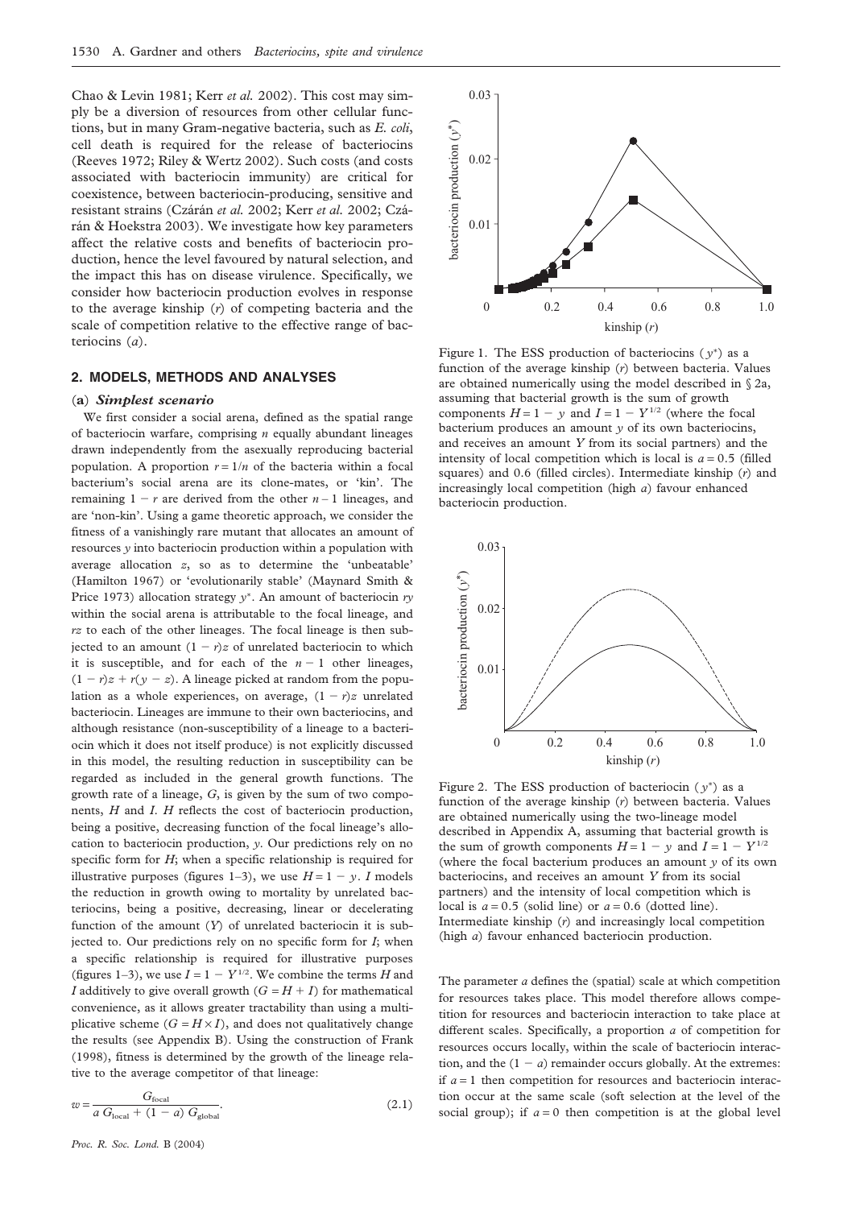Chao & Levin 1981; Kerr *et al.* 2002). This cost may simply be a diversion of resources from other cellular functions, but in many Gram-negative bacteria, such as *E. coli*, cell death is required for the release of bacteriocins (Reeves 1972; Riley & Wertz 2002). Such costs (and costs associated with bacteriocin immunity) are critical for coexistence, between bacteriocin-producing, sensitive and resistant strains (Czárán *et al.* 2002; Kerr *et al.* 2002; Czárán & Hoekstra 2003). We investigate how key parameters affect the relative costs and benefits of bacteriocin production, hence the level favoured by natural selection, and the impact this has on disease virulence. Specifically, we consider how bacteriocin production evolves in response to the average kinship ($r$) of competing bacteria and the scale of competition relative to the effective range of bacteriocins ($a$).

## 2. MODELS, METHODS AND ANALYSES

### (a) *Simplest scenario*

We first consider a social arena, defined as the spatial range of bacteriocin warfare, comprising $n$ equally abundant lineages drawn independently from the asexually reproducing bacterial population. A proportion $r = 1/n$ of the bacteria within a focal bacterium's social arena are its clone-mates, or 'kin'. The remaining $1 - r$ are derived from the other $n - 1$ lineages, and are 'non-kin'. Using a game theoretic approach, we consider the fitness of a vanishingly rare mutant that allocates an amount of resources $y$ into bacteriocin production within a population with average allocation $z$, so as to determine the 'unbeatable' (Hamilton 1967) or 'evolutionarily stable' (Maynard Smith & Price 1973) allocation strategy $y^*$. An amount of bacteriocin $ry$ within the social arena is attributable to the focal lineage, and $rz$ to each of the other lineages. The focal lineage is then subjected to an amount $(1 - r)z$ of unrelated bacteriocin to which it is susceptible, and for each of the $n - 1$ other lineages, $(1 - r)z + r(y - z)$. A lineage picked at random from the population as a whole experiences, on average, $(1 - r)z$ unrelated bacteriocin. Lineages are immune to their own bacteriocins, and although resistance (non-susceptibility of a lineage to a bacteriocin which it does not itself produce) is not explicitly discussed in this model, the resulting reduction in susceptibility can be regarded as included in the general growth functions. The growth rate of a lineage, $G$, is given by the sum of two components, $H$ and $I$. $H$ reflects the cost of bacteriocin production, being a positive, decreasing function of the focal lineage's allocation to bacteriocin production, $y$. Our predictions rely on no specific form for $H$; when a specific relationship is required for illustrative purposes (figures 1–3), we use $H = 1 - y$. $I$ models the reduction in growth owing to mortality by unrelated bacteriocins, being a positive, decreasing, linear or decelerating function of the amount ($Y$) of unrelated bacteriocin it is subjected to. Our predictions rely on no specific form for $I$; when a specific relationship is required for illustrative purposes (figures 1–3), we use $I = 1 - Y^{1/2}$. We combine the terms $H$ and $I$ additively to give overall growth ($G = H + I$) for mathematical convenience, as it allows greater tractability than using a multiplicative scheme ($G = H \times I$), and does not qualitatively change the results (see Appendix B). Using the construction of Frank (1998), fitness is determined by the growth of the lineage relative to the average competitor of that lineage:

$$w = \frac{G_{\text{focal}}}{a\, G_{\text{local}} + (1 - a)\, G_{\text{global}}}. \tag{2.1}$$

Figure 1. The ESS production of bacteriocins ($y^*$) as a function of the average kinship ($r$) between bacteria. Values are obtained numerically using the model described in § 2a, assuming that bacterial growth is the sum of growth components $H = 1 - y$ and $I = 1 - Y^{1/2}$ (where the focal bacterium produces an amount $y$ of its own bacteriocins, and receives an amount $Y$ from its social partners) and the intensity of local competition which is local is $a = 0.5$ (filled squares) and 0.6 (filled circles). Intermediate kinship ($r$) and increasingly local competition (high $a$) favour enhanced bacteriocin production.

Figure 2. The ESS production of bacteriocin ($y^*$) as a function of the average kinship ($r$) between bacteria. Values are obtained numerically using the two-lineage model described in Appendix A, assuming that bacterial growth is the sum of growth components $H = 1 - y$ and $I = 1 - Y^{1/2}$ (where the focal bacterium produces an amount $y$ of its own bacteriocins, and receives an amount $Y$ from its social partners) and the intensity of local competition which is local is $a = 0.5$ (solid line) or $a = 0.6$ (dotted line). Intermediate kinship ($r$) and increasingly local competition (high $a$) favour enhanced bacteriocin production.

The parameter $a$ defines the (spatial) scale at which competition for resources takes place. This model therefore allows competition for resources and bacteriocin interaction to take place at different scales. Specifically, a proportion $a$ of competition for resources occurs locally, within the scale of bacteriocin interaction, and the $(1 - a)$ remainder occurs globally. At the extremes: if $a = 1$ then competition for resources and bacteriocin interaction occur at the same scale (soft selection at the level of the social group); if $a = 0$ then competition is at the global level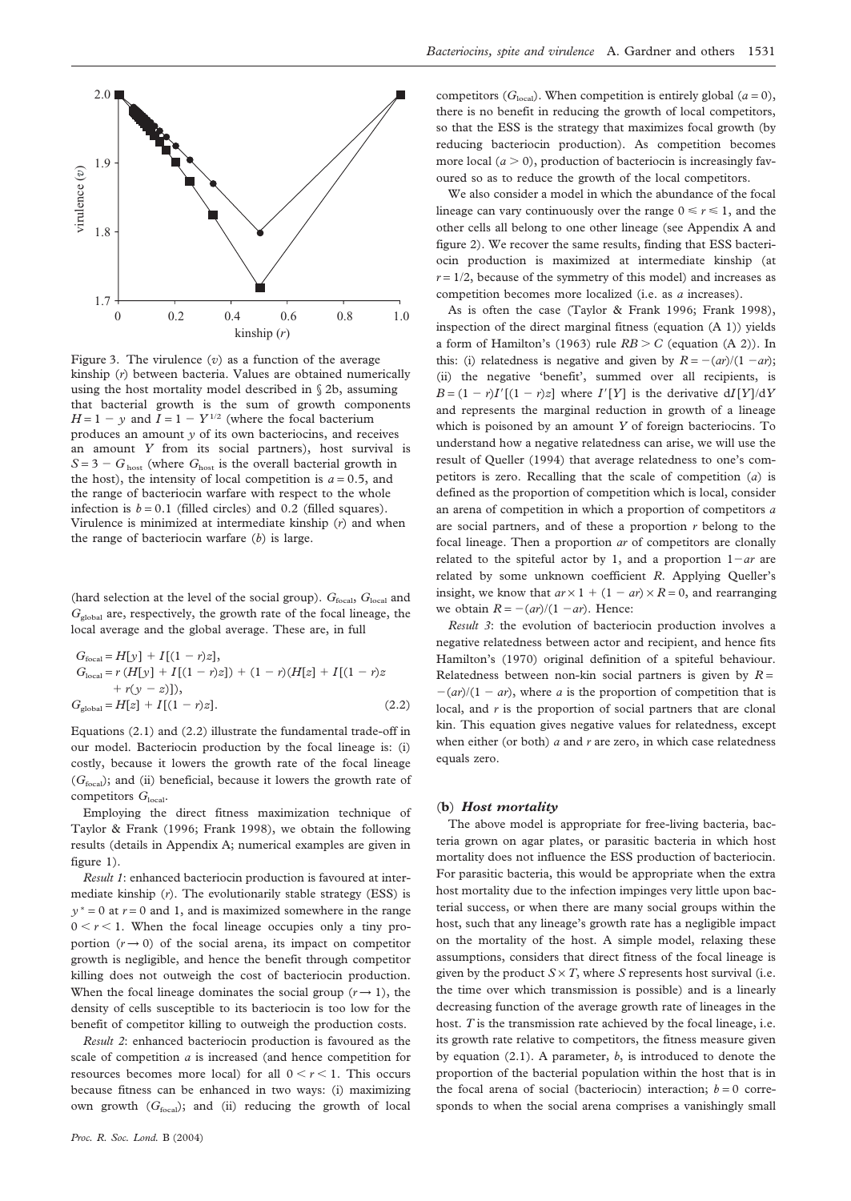Figure 3. The virulence ($v$) as a function of the average kinship ($r$) between bacteria. Values are obtained numerically using the host mortality model described in § 2b, assuming that bacterial growth is the sum of growth components $H = 1 - y$ and $I = 1 - Y^{1/2}$ (where the focal bacterium produces an amount $y$ of its own bacteriocins, and receives an amount $Y$ from its social partners), host survival is $S = 3 - G_{\text{host}}$ (where $G_{\text{host}}$ is the overall bacterial growth in the host), the intensity of local competition is $a = 0.5$, and the range of bacteriocin warfare with respect to the whole infection is $b = 0.1$ (filled circles) and 0.2 (filled squares). Virulence is minimized at intermediate kinship ($r$) and when the range of bacteriocin warfare ($b$) is large.

(hard selection at the level of the social group). $G_{\text{focal}}$, $G_{\text{local}}$ and $G_{\text{global}}$ are, respectively, the growth rate of the focal lineage, the local average and the global average. These are, in full

$$
\begin{aligned}
G_{\text{focal}} &= H[y] + I[(1 - r)z], \\
G_{\text{local}} &= r\,(H[y] + I[(1 - r)z]) + (1 - r)(H[z] + I[(1 - r)z \\
&\quad + r(y - z)]), \\
G_{\text{global}} &= H[z] + I[(1 - r)z]. \qquad (2.2)
\end{aligned}
$$

Equations (2.1) and (2.2) illustrate the fundamental trade-off in our model. Bacteriocin production by the focal lineage is: (i) costly, because it lowers the growth rate of the focal lineage ($G_{\text{focal}}$); and (ii) beneficial, because it lowers the growth rate of competitors $G_{\text{local}}$.

Employing the direct fitness maximization technique of Taylor & Frank (1996; Frank 1998), we obtain the following results (details in Appendix A; numerical examples are given in figure 1).

*Result 1*: enhanced bacteriocin production is favoured at intermediate kinship ($r$). The evolutionarily stable strategy (ESS) is $y^* = 0$ at $r = 0$ and 1, and is maximized somewhere in the range $0 < r < 1$. When the focal lineage occupies only a tiny proportion ($r \to 0$) of the social arena, its impact on competitor growth is negligible, and hence the benefit through competitor killing does not outweigh the cost of bacteriocin production. When the focal lineage dominates the social group ($r \to 1$), the density of cells susceptible to its bacteriocin is too low for the benefit of competitor killing to outweigh the production costs.

*Result 2*: enhanced bacteriocin production is favoured as the scale of competition $a$ is increased (and hence competition for resources becomes more local) for all $0 < r < 1$. This occurs because fitness can be enhanced in two ways: (i) maximizing own growth ($G_{\text{focal}}$); and (ii) reducing the growth of local competitors ($G_{\text{local}}$). When competition is entirely global ($a = 0$), there is no benefit in reducing the growth of local competitors, so that the ESS is the strategy that maximizes focal growth (by reducing bacteriocin production). As competition becomes more local ($a > 0$), production of bacteriocin is increasingly favoured so as to reduce the growth of the local competitors.

We also consider a model in which the abundance of the focal lineage can vary continuously over the range $0 \leq r \leq 1$, and the other cells all belong to one other lineage (see Appendix A and figure 2). We recover the same results, finding that ESS bacteriocin production is maximized at intermediate kinship (at $r = 1/2$, because of the symmetry of this model) and increases as competition becomes more localized (i.e. as $a$ increases).

As is often the case (Taylor & Frank 1996; Frank 1998), inspection of the direct marginal fitness (equation (A 1)) yields a form of Hamilton's (1963) rule $RB > C$ (equation (A 2)). In this: (i) relatedness is negative and given by $R = -(ar)/(1 - ar)$; (ii) the negative 'benefit', summed over all recipients, is $B = (1 - r)I'[(1 - r)z]$ where $I'[Y]$ is the derivative $dI[Y]/dY$ and represents the marginal reduction in growth of a lineage which is poisoned by an amount $Y$ of foreign bacteriocins. To understand how a negative relatedness can arise, we will use the result of Queller (1994) that average relatedness to one's competitors is zero. Recalling that the scale of competition ($a$) is defined as the proportion of competition which is local, consider an arena of competition in which a proportion of competitors $a$ are social partners, and of these a proportion $r$ belong to the focal lineage. Then a proportion $ar$ of competitors are clonally related to the spiteful actor by 1, and a proportion $1 - ar$ are related by some unknown coefficient $R$. Applying Queller's insight, we know that $ar \times 1 + (1 - ar) \times R = 0$, and rearranging we obtain $R = -(ar)/(1 - ar)$. Hence:

*Result 3*: the evolution of bacteriocin production involves a negative relatedness between actor and recipient, and hence fits Hamilton's (1970) original definition of a spiteful behaviour. Relatedness between non-kin social partners is given by $R = -(ar)/(1 - ar)$, where $a$ is the proportion of competition that is local, and $r$ is the proportion of social partners that are clonal kin. This equation gives negative values for relatedness, except when either (or both) $a$ and $r$ are zero, in which case relatedness equals zero.

### (b) *Host mortality*

The above model is appropriate for free-living bacteria, bacteria grown on agar plates, or parasitic bacteria in which host mortality does not influence the ESS production of bacteriocin. For parasitic bacteria, this would be appropriate when the extra host mortality due to the infection impinges very little upon bacterial success, or when there are many social groups within the host, such that any lineage's growth rate has a negligible impact on the mortality of the host. A simple model, relaxing these assumptions, considers that direct fitness of the focal lineage is given by the product $S \times T$, where $S$ represents host survival (i.e. the time over which transmission is possible) and is a linearly decreasing function of the average growth rate of lineages in the host. $T$ is the transmission rate achieved by the focal lineage, i.e. its growth rate relative to competitors, the fitness measure given by equation (2.1). A parameter, $b$, is introduced to denote the proportion of the bacterial population within the host that is in the focal arena of social (bacteriocin) interaction; $b = 0$ corresponds to when the social arena comprises a vanishingly small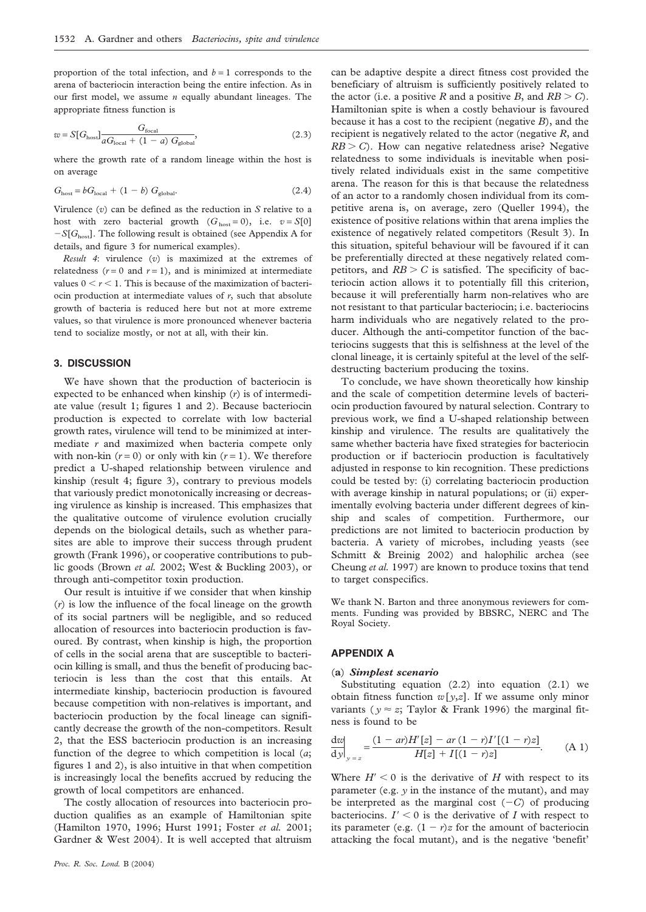proportion of the total infection, and $b = 1$ corresponds to the arena of bacteriocin interaction being the entire infection. As in our first model, we assume $n$ equally abundant lineages. The appropriate fitness function is

$$w = S[G_{\text{host}}] \frac{G_{\text{focal}}}{aG_{\text{local}} + (1 - a)\, G_{\text{global}}}, \tag{2.3}$$

where the growth rate of a random lineage within the host is on average

$$G_{\text{host}} = bG_{\text{local}} + (1 - b)\, G_{\text{global}}. \tag{2.4}$$

Virulence ($v$) can be defined as the reduction in $S$ relative to a host with zero bacterial growth ($G_{\text{host}} = 0$), i.e. $v = S[0] - S[G_{\text{host}}]$. The following result is obtained (see Appendix A for details, and figure 3 for numerical examples).

*Result 4*: virulence ($v$) is maximized at the extremes of relatedness ($r = 0$ and $r = 1$), and is minimized at intermediate values $0 < r < 1$. This is because of the maximization of bacteriocin production at intermediate values of $r$, such that absolute growth of bacteria is reduced here but not at more extreme values, so that virulence is more pronounced whenever bacteria tend to socialize mostly, or not at all, with their kin.

## 3. DISCUSSION

We have shown that the production of bacteriocin is expected to be enhanced when kinship ($r$) is of intermediate value (result 1; figures 1 and 2). Because bacteriocin production is expected to correlate with low bacterial growth rates, virulence will tend to be minimized at intermediate $r$ and maximized when bacteria compete only with non-kin ($r = 0$) or only with kin ($r = 1$). We therefore predict a U-shaped relationship between virulence and kinship (result 4; figure 3), contrary to previous models that variously predict monotonically increasing or decreasing virulence as kinship is increased. This emphasizes that the qualitative outcome of virulence evolution crucially depends on the biological details, such as whether parasites are able to improve their success through prudent growth (Frank 1996), or cooperative contributions to public goods (Brown *et al.* 2002; West & Buckling 2003), or through anti-competitor toxin production.

Our result is intuitive if we consider that when kinship ($r$) is low the influence of the focal lineage on the growth of its social partners will be negligible, and so reduced allocation of resources into bacteriocin production is favoured. By contrast, when kinship is high, the proportion of cells in the social arena that are susceptible to bacteriocin killing is small, and thus the benefit of producing bacteriocin is less than the cost that this entails. At intermediate kinship, bacteriocin production is favoured because competition with non-relatives is important, and bacteriocin production by the focal lineage can significantly decrease the growth of the non-competitors. Result 2, that the ESS bacteriocin production is an increasing function of the degree to which competition is local ($a$; figures 1 and 2), is also intuitive in that when competition is increasingly local the benefits accrued by reducing the growth of local competitors are enhanced.

The costly allocation of resources into bacteriocin production qualifies as an example of Hamiltonian spite (Hamilton 1970, 1996; Hurst 1991; Foster *et al.* 2001; Gardner & West 2004). It is well accepted that altruism can be adaptive despite a direct fitness cost provided the beneficiary of altruism is sufficiently positively related to the actor (i.e. a positive $R$ and a positive $B$, and $RB > C$). Hamiltonian spite is when a costly behaviour is favoured because it has a cost to the recipient (negative $B$), and the recipient is negatively related to the actor (negative $R$, and $RB > C$). How can negative relatedness arise? Negative relatedness to some individuals is inevitable when positively related individuals exist in the same competitive arena. The reason for this is that because the relatedness of an actor to a randomly chosen individual from its competitive arena is, on average, zero (Queller 1994), the existence of positive relations within that arena implies the existence of negatively related competitors (Result 3). In this situation, spiteful behaviour will be favoured if it can be preferentially directed at these negatively related competitors, and $RB > C$ is satisfied. The specificity of bacteriocin action allows it to potentially fill this criterion, because it will preferentially harm non-relatives who are not resistant to that particular bacteriocin; i.e. bacteriocins harm individuals who are negatively related to the producer. Although the anti-competitor function of the bacteriocins suggests that this is selfishness at the level of the clonal lineage, it is certainly spiteful at the level of the self-destructing bacterium producing the toxins.

To conclude, we have shown theoretically how kinship and the scale of competition determine levels of bacteriocin production favoured by natural selection. Contrary to previous work, we find a U-shaped relationship between kinship and virulence. The results are qualitatively the same whether bacteria have fixed strategies for bacteriocin production or if bacteriocin production is facultatively adjusted in response to kin recognition. These predictions could be tested by: (i) correlating bacteriocin production with average kinship in natural populations; or (ii) experimentally evolving bacteria under different degrees of kinship and scales of competition. Furthermore, our predictions are not limited to bacteriocin production by bacteria. A variety of microbes, including yeasts (see Schmitt & Breinig 2002) and halophilic archea (see Cheung *et al.* 1997) are known to produce toxins that tend to target conspecifics.

We thank N. Barton and three anonymous reviewers for comments. Funding was provided by BBSRC, NERC and The Royal Society.

## APPENDIX A

### (a) *Simplest scenario*

Substituting equation (2.2) into equation (2.1) we obtain fitness function $w[y,z]$. If we assume only minor variants ($y \approx z$; Taylor & Frank 1996) the marginal fitness is found to be

$$\left.\frac{\mathrm{d}w}{\mathrm{d}y}\right|_{y=z} = \frac{(1 - ar)H'[z] - ar\,(1 - r)I'[(1 - r)z]}{H[z] + I[(1 - r)z]}. \tag{A 1}$$

Where $H' < 0$ is the derivative of $H$ with respect to its parameter (e.g. $y$ in the instance of the mutant), and may be interpreted as the marginal cost ($-C$) of producing bacteriocins. $I' < 0$ is the derivative of $I$ with respect to its parameter (e.g. $(1 - r)z$ for the amount of bacteriocin attacking the focal mutant), and is the negative 'benefit'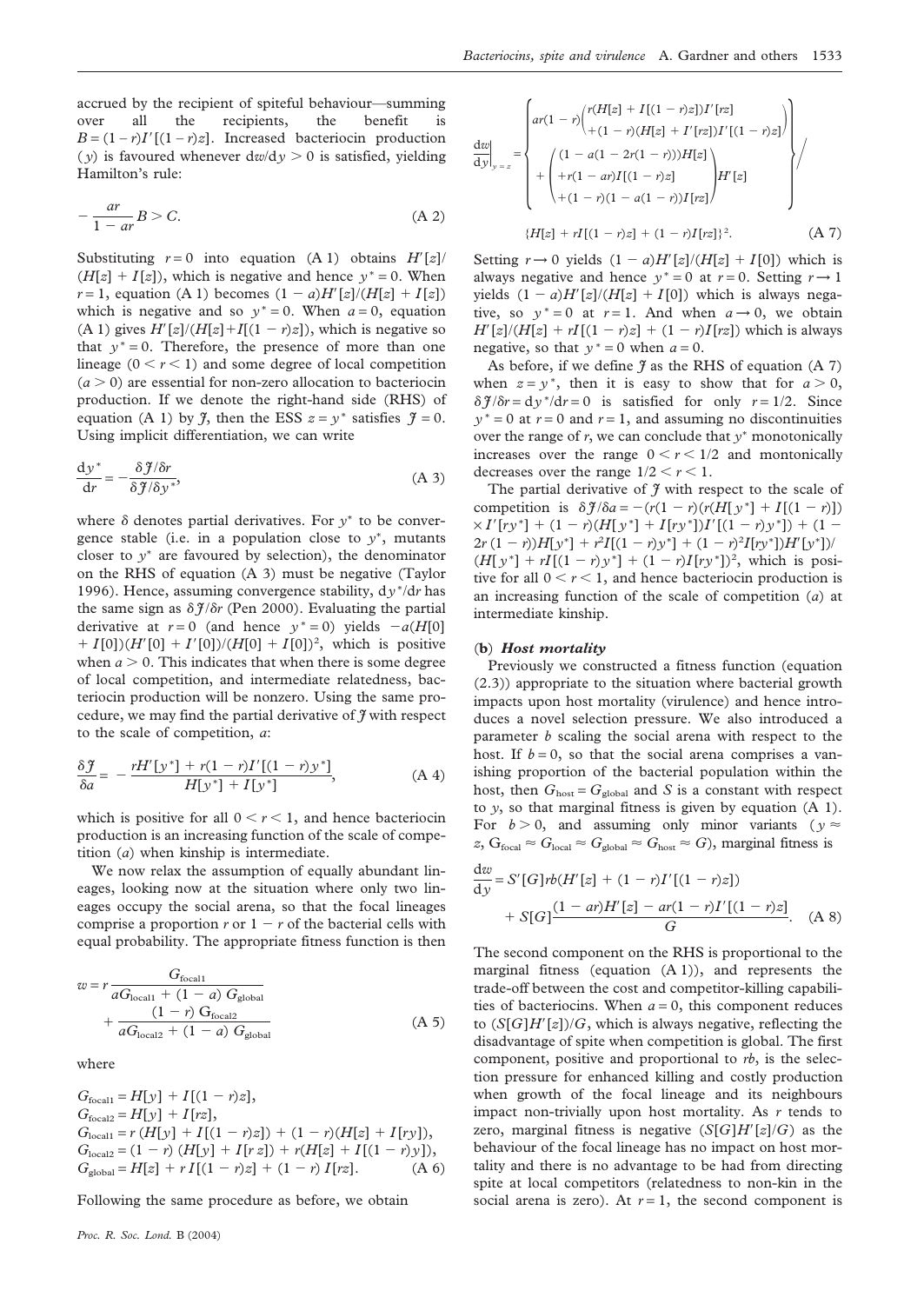accrued by the recipient of spiteful behaviour—summing over all the recipients, the benefit is $B = (1-r)I'[(1-r)z]$. Increased bacteriocin production ($y$) is favoured whenever $dw/dy > 0$ is satisfied, yielding Hamilton's rule:

$$-\frac{ar}{1-ar}B > C. \tag{A 2}$$

Substituting $r = 0$ into equation (A 1) obtains $H'[z]/(H[z] + I[z])$, which is negative and hence $y^* = 0$. When $r = 1$, equation (A 1) becomes $(1-a)H'[z]/(H[z] + I[z])$ which is negative and so $y^* = 0$. When $a = 0$, equation (A 1) gives $H'[z]/(H[z]+I[(1-r)z])$, which is negative so that $y^* = 0$. Therefore, the presence of more than one lineage ($0 < r < 1$) and some degree of local competition ($a > 0$) are essential for non-zero allocation to bacteriocin production. If we denote the right-hand side (RHS) of equation (A 1) by $\mathcal{J}$, then the ESS $z = y^*$ satisfies $\mathcal{J} = 0$. Using implicit differentiation, we can write

$$\frac{dy^*}{dr} = -\frac{\delta\mathcal{J}/\delta r}{\delta\mathcal{J}/\delta y^*}, \tag{A 3}$$

where $\delta$ denotes partial derivatives. For $y^*$ to be convergence stable (i.e. in a population close to $y^*$, mutants closer to $y^*$ are favoured by selection), the denominator on the RHS of equation (A 3) must be negative (Taylor 1996). Hence, assuming convergence stability, $dy^*/dr$ has the same sign as $\delta\mathcal{J}/\delta r$ (Pen 2000). Evaluating the partial derivative at $r = 0$ (and hence $y^* = 0$) yields $-a(H[0] + I[0])(H'[0] + I'[0])/(H[0] + I[0])^2$, which is positive when $a > 0$. This indicates that when there is some degree of local competition, and intermediate relatedness, bacteriocin production will be nonzero. Using the same procedure, we may find the partial derivative of $\mathcal{J}$ with respect to the scale of competition, $a$:

$$\frac{\delta\mathcal{J}}{\delta a} = -\frac{rH'[y^*] + r(1-r)I'[(1-r)y^*]}{H[y^*] + I[y^*]}, \tag{A 4}$$

which is positive for all $0 < r < 1$, and hence bacteriocin production is an increasing function of the scale of competition ($a$) when kinship is intermediate.

We now relax the assumption of equally abundant lineages, looking now at the situation where only two lineages occupy the social arena, so that the focal lineages comprise a proportion $r$ or $1 - r$ of the bacterial cells with equal probability. The appropriate fitness function is then

$$w = r\frac{G_{\text{focal1}}}{aG_{\text{local1}} + (1-a)\,G_{\text{global}}} + \frac{(1-r)\,G_{\text{focal2}}}{aG_{\text{local2}} + (1-a)\,G_{\text{global}}} \tag{A 5}$$

where

$$\begin{aligned}
G_{\text{focal1}} &= H[y] + I[(1-r)z],\\
G_{\text{focal2}} &= H[y] + I[rz],\\
G_{\text{local1}} &= r\,(H[y] + I[(1-r)z]) + (1-r)(H[z] + I[ry]),\\
G_{\text{local2}} &= (1-r)\,(H[y] + I[rz]) + r(H[z] + I[(1-r)y]),\\
G_{\text{global}} &= H[z] + r\,I[(1-r)z] + (1-r)\,I[rz].
\end{aligned} \tag{A 6}$$

Following the same procedure as before, we obtain

$$\left.\frac{dw}{dy}\right|_{y=z} = \left\{ ar(1-r)\begin{pmatrix} r(H[z] + I[(1-r)z])I'[rz] \\ +(1-r)(H[z] + I'[rz])I'[(1-r)z] \end{pmatrix} + \begin{pmatrix} (1-a(1-2r(1-r)))H[z] \\ +r(1-ar)I[(1-r)z] \\ +(1-r)(1-a(1-r))I[rz] \end{pmatrix} H'[z] \right\} \Big/ \{H[z] + rI[(1-r)z] + (1-r)I[rz]\}^2. \tag{A 7}$$

Setting $r \to 0$ yields $(1-a)H'[z]/(H[z] + I[0])$ which is always negative and hence $y^* = 0$ at $r = 0$. Setting $r \to 1$ yields $(1-a)H'[z]/(H[z] + I[0])$ which is always negative, so $y^* = 0$ at $r = 1$. And when $a \to 0$, we obtain $H'[z]/(H[z] + rI[(1-r)z] + (1-r)I[rz])$ which is always negative, so that $y^* = 0$ when $a = 0$.

As before, if we define $\mathcal{J}$ as the RHS of equation (A 7) when $z = y^*$, then it is easy to show that for $a > 0$, $\delta\mathcal{J}/\delta r = dy^*/dr = 0$ is satisfied for only $r = 1/2$. Since $y^* = 0$ at $r = 0$ and $r = 1$, and assuming no discontinuities over the range of $r$, we can conclude that $y^*$ monotonically increases over the range $0 < r < 1/2$ and montonically decreases over the range $1/2 < r < 1$.

The partial derivative of $\mathcal{J}$ with respect to the scale of competition is $\delta\mathcal{J}/\delta a = -(r(1-r)(r(H[y^*] + I[(1-r)]) \times I'[ry^*] + (1-r)(H[y^*] + I[ry^*])I'[(1-r)y^*]) + (1 - 2r(1-r))H[y^*] + r^2I[(1-r)y^*] + (1-r)^2I[ry^*])H'[y^*])/(H[y^*] + rI[(1-r)y^*] + (1-r)I[ry^*])^2$, which is positive for all $0 < r < 1$, and hence bacteriocin production is an increasing function of the scale of competition ($a$) at intermediate kinship.

### (b) *Host mortality*

Previously we constructed a fitness function (equation (2.3)) appropriate to the situation where bacterial growth impacts upon host mortality (virulence) and hence introduces a novel selection pressure. We also introduced a parameter $b$ scaling the social arena with respect to the host. If $b = 0$, so that the social arena comprises a vanishing proportion of the bacterial population within the host, then $G_{\text{host}} = G_{\text{global}}$ and $S$ is a constant with respect to $y$, so that marginal fitness is given by equation (A 1). For $b > 0$, and assuming only minor variants ($y \approx z$, $G_{\text{focal}} \approx G_{\text{local}} \approx G_{\text{global}} \approx G_{\text{host}} \approx G$), marginal fitness is

$$\frac{dw}{dy} = S'[G]rb(H'[z] + (1-r)I'[(1-r)z]) + S[G]\frac{(1-ar)H'[z] - ar(1-r)I'[(1-r)z]}{G}. \tag{A 8}$$

The second component on the RHS is proportional to the marginal fitness (equation (A 1)), and represents the trade-off between the cost and competitor-killing capabilities of bacteriocins. When $a = 0$, this component reduces to $(S[G]H'[z])/G$, which is always negative, reflecting the disadvantage of spite when competition is global. The first component, positive and proportional to $rb$, is the selection pressure for enhanced killing and costly production when growth of the focal lineage and its neighbours impact non-trivially upon host mortality. As $r$ tends to zero, marginal fitness is negative $(S[G]H'[z]/G)$ as the behaviour of the focal lineage has no impact on host mortality and there is no advantage to be had from directing spite at local competitors (relatedness to non-kin in the social arena is zero). At $r = 1$, the second component is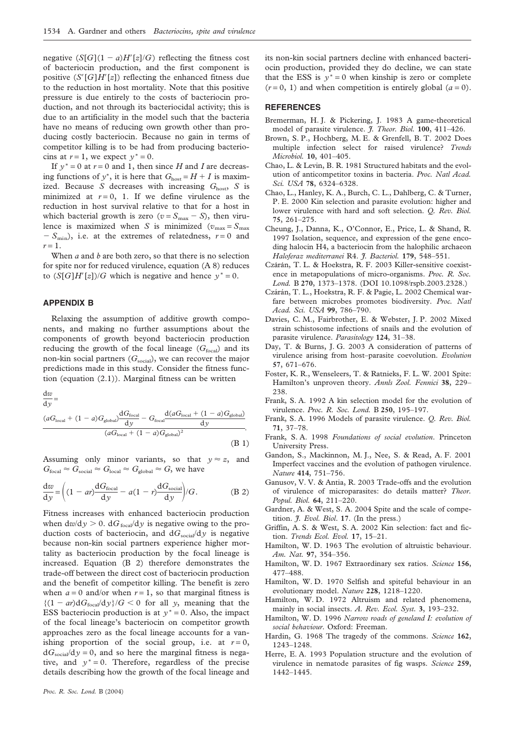negative $(S[G](1-a)H'[z]/G)$ reflecting the fitness cost of bacteriocin production, and the first component is positive $(S'[G]H'[z])$ reflecting the enhanced fitness due to the reduction in host mortality. Note that this positive pressure is due entirely to the costs of bacteriocin production, and not through its bacteriocidal activity; this is due to an artificiality in the model such that the bacteria have no means of reducing own growth other than producing costly bacteriocin. Because no gain in terms of competitor killing is to be had from producing bacteriocins at $r=1$, we expect $y^*=0$.

If $y^*=0$ at $r=0$ and 1, then since $H$ and $I$ are decreasing functions of $y^*$, it is here that $G_{\text{host}}=H+I$ is maximized. Because $S$ decreases with increasing $G_{\text{host}}$, $S$ is minimized at $r=0$, 1. If we define virulence as the reduction in host survival relative to that for a host in which bacterial growth is zero $(v=S_{\max}-S)$, then virulence is maximized when $S$ is minimized $(v_{\max}=S_{\max}-S_{\min})$, i.e. at the extremes of relatedness, $r=0$ and $r=1$.

When $a$ and $b$ are both zero, so that there is no selection for spite nor for reduced virulence, equation (A 8) reduces to $(S[G]H'[z])/G$ which is negative and hence $y^*=0$.

## APPENDIX B

Relaxing the assumption of additive growth components, and making no further assumptions about the components of growth beyond bacteriocin production reducing the growth of the focal lineage ($G_{\text{focal}}$) and its non-kin social partners ($G_{\text{social}}$), we can recover the major predictions made in this study. Consider the fitness function (equation (2.1)). Marginal fitness can be written

$$\frac{\mathrm{d}w}{\mathrm{d}y}=\frac{(aG_{\text{local}}+(1-a)G_{\text{global}})\dfrac{\mathrm{d}G_{\text{focal}}}{\mathrm{d}y}-G_{\text{focal}}\dfrac{\mathrm{d}(aG_{\text{local}}+(1-a)G_{\text{global}})}{\mathrm{d}y}}{(aG_{\text{local}}+(1-a)G_{\text{global}})^2}. \quad \text{(B 1)}$$

Assuming only minor variants, so that $y\approx z$, and $G_{\text{focal}}\approx G_{\text{social}}\approx G_{\text{local}}\approx G_{\text{global}}\approx G$, we have

$$\frac{\mathrm{d}w}{\mathrm{d}y}=\left((1-ar)\frac{\mathrm{d}G_{\text{focal}}}{\mathrm{d}y}-a(1-r)\frac{\mathrm{d}G_{\text{social}}}{\mathrm{d}y}\right)/G. \quad \text{(B 2)}$$

Fitness increases with enhanced bacteriocin production when $\mathrm{d}w/\mathrm{d}y>0$. $\mathrm{d}G_{\text{focal}}/\mathrm{d}y$ is negative owing to the production costs of bacteriocin, and $\mathrm{d}G_{\text{social}}/\mathrm{d}y$ is negative because non-kin social partners experience higher mortality as bacteriocin production by the focal lineage is increased. Equation (B 2) therefore demonstrates the trade-off between the direct cost of bacteriocin production and the benefit of competitor killing. The benefit is zero when $a=0$ and/or when $r=1$, so that marginal fitness is $\{(1-ar)\mathrm{d}G_{\text{focal}}/\mathrm{d}y\}/G<0$ for all $y$, meaning that the ESS bacteriocin production is at $y^*=0$. Also, the impact of the focal lineage's bacteriocin on competitor growth approaches zero as the focal lineage accounts for a vanishing proportion of the social group, i.e. at $r=0$, $\mathrm{d}G_{\text{social}}/\mathrm{d}y=0$, and so here the marginal fitness is negative, and $y^*=0$. Therefore, regardless of the precise details describing how the growth of the focal lineage and its non-kin social partners decline with enhanced bacteriocin production, provided they do decline, we can state that the ESS is $y^*=0$ when kinship is zero or complete $(r=0, 1)$ and when competition is entirely global $(a=0)$.

## REFERENCES

Bremerman, H. J. & Pickering, J. 1983 A game-theoretical model of parasite virulence. *J. Theor. Biol.* **100**, 411–426.

Brown, S. P., Hochberg, M. E. & Grenfell, B. T. 2002 Does multiple infection select for raised virulence? *Trends Microbiol.* **10**, 401–405.

Chao, L. & Levin, B. R. 1981 Structured habitats and the evolution of anticompetitor toxins in bacteria. *Proc. Natl Acad. Sci. USA* **78**, 6324–6328.

Chao, L., Hanley, K. A., Burch, C. L., Dahlberg, C. & Turner, P. E. 2000 Kin selection and parasite evolution: higher and lower virulence with hard and soft selection. *Q. Rev. Biol.* **75**, 261–275.

Cheung, J., Danna, K., O'Connor, E., Price, L. & Shand, R. 1997 Isolation, sequence, and expression of the gene encoding halocin H4, a bacteriocin from the halophilic archaeon *Haloferaz mediterranei* R4. *J. Bacteriol.* **179**, 548–551.

Czárán, T. L. & Hoekstra, R. F. 2003 Killer-sensitive coexistence in metapopulations of micro-organisms. *Proc. R. Soc. Lond.* B **270**, 1373–1378. (DOI 10.1098/rspb.2003.2328.)

Czárán, T. L., Hoekstra, R. F. & Pagie, L. 2002 Chemical warfare between microbes promotes biodiversity. *Proc. Natl Acad. Sci. USA* **99**, 786–790.

Davies, C. M., Fairbrother, E. & Webster, J. P. 2002 Mixed strain schistosome infections of snails and the evolution of parasite virulence. *Parasitology* **124**, 31–38.

Day, T. & Burns, J. G. 2003 A consideration of patterns of virulence arising from host–parasite coevolution. *Evolution* **57**, 671–676.

Foster, K. R., Wenseleers, T. & Ratnieks, F. L. W. 2001 Spite: Hamilton's unproven theory. *Annls Zool. Fennici* **38**, 229–238.

Frank, S. A. 1992 A kin selection model for the evolution of virulence. *Proc. R. Soc. Lond.* B **250**, 195–197.

Frank, S. A. 1996 Models of parasite virulence. *Q. Rev. Biol.* **71**, 37–78.

Frank, S. A. 1998 *Foundations of social evolution*. Princeton University Press.

Gandon, S., Mackinnon, M. J., Nee, S. & Read, A. F. 2001 Imperfect vaccines and the evolution of pathogen virulence. *Nature* **414**, 751–756.

Ganusov, V. V. & Antia, R. 2003 Trade-offs and the evolution of virulence of microparasites: do details matter? *Theor. Popul. Biol.* **64**, 211–220.

Gardner, A. & West, S. A. 2004 Spite and the scale of competition. *J. Evol. Biol.* **17**. (In the press.)

Griffin, A. S. & West, S. A. 2002 Kin selection: fact and fiction. *Trends Ecol. Evol.* **17**, 15–21.

Hamilton, W. D. 1963 The evolution of altruistic behaviour. *Am. Nat.* **97**, 354–356.

Hamilton, W. D. 1967 Extraordinary sex ratios. *Science* **156**, 477–488.

Hamilton, W. D. 1970 Selfish and spiteful behaviour in an evolutionary model. *Nature* **228**, 1218–1220.

Hamilton, W. D. 1972 Altruism and related phenomena, mainly in social insects. *A. Rev. Ecol. Syst.* **3**, 193–232.

Hamilton, W. D. 1996 *Narrow roads of geneland I: evolution of social behaviour*. Oxford: Freeman.

Hardin, G. 1968 The tragedy of the commons. *Science* **162**, 1243–1248.

Herre, E. A. 1993 Population structure and the evolution of virulence in nematode parasites of fig wasps. *Science* **259**, 1442–1445.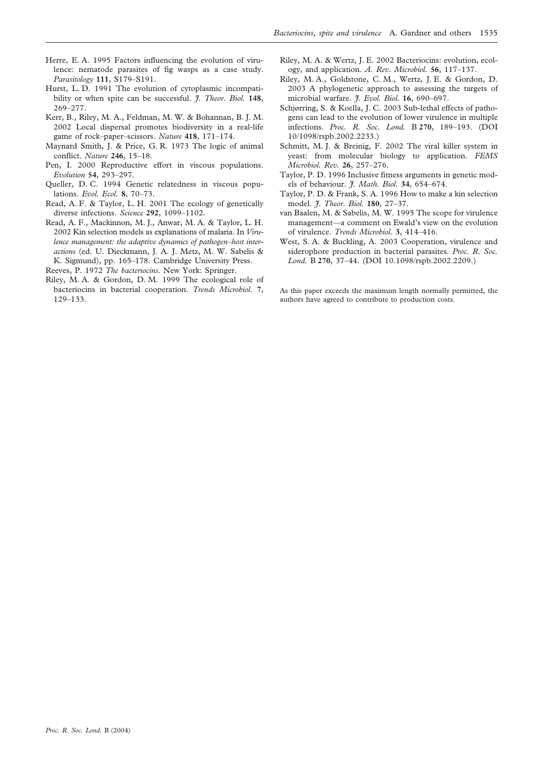Herre, E. A. 1995 Factors influencing the evolution of virulence: nematode parasites of fig wasps as a case study. *Parasitology* **111**, S179–S191.

Hurst, L. D. 1991 The evolution of cytoplasmic incompatibility or when spite can be successful. *J. Theor. Biol.* **148**, 269–277.

Kerr, B., Riley, M. A., Feldman, M. W. & Bohannan, B. J. M. 2002 Local dispersal promotes biodiversity in a real-life game of rock–paper–scissors. *Nature* **418**, 171–174.

Maynard Smith, J. & Price, G. R. 1973 The logic of animal conflict. *Nature* **246**, 15–18.

Pen, I. 2000 Reproductive effort in viscous populations. *Evolution* **54**, 293–297.

Queller, D. C. 1994 Genetic relatedness in viscous populations. *Evol. Ecol.* **8**, 70–73.

Read, A. F. & Taylor, L. H. 2001 The ecology of genetically diverse infections. *Science* **292**, 1099–1102.

Read, A. F., Mackinnon, M. J., Anwar, M. A. & Taylor, L. H. 2002 Kin selection models as explanations of malaria. In *Virulence management: the adaptive dynamics of pathogen–host interactions* (ed. U. Dieckmann, J. A. J. Metz, M. W. Sabelis & K. Sigmund), pp. 165–178. Cambridge University Press.

Reeves, P. 1972 *The bacteriocins*. New York: Springer.

Riley, M. A. & Gordon, D. M. 1999 The ecological role of bacteriocins in bacterial cooperation. *Trends Microbiol.* **7**, 129–133.

Riley, M. A. & Wertz, J. E. 2002 Bacteriocins: evolution, ecology, and application. *A. Rev. Microbiol.* **56**, 117–137.

Riley, M. A., Goldstone, C. M., Wertz, J. E. & Gordon, D. 2003 A phylogenetic approach to assessing the targets of microbial warfare. *J. Evol. Biol.* **16**, 690–697.

Schjørring, S. & Koella, J. C. 2003 Sub-lethal effects of pathogens can lead to the evolution of lower virulence in multiple infections. *Proc. R. Soc. Lond.* B **270**, 189–193. (DOI 10/1098/rspb.2002.2233.)

Schmitt, M. J. & Breinig, F. 2002 The viral killer system in yeast: from molecular biology to application. *FEMS Microbiol. Rev.* **26**, 257–276.

Taylor, P. D. 1996 Inclusive fitness arguments in genetic models of behaviour. *J. Math. Biol.* **34**, 654–674.

Taylor, P. D. & Frank, S. A. 1996 How to make a kin selection model. *J. Theor. Biol.* **180**, 27–37.

van Baalen, M. & Sabelis, M. W. 1995 The scope for virulence management—a comment on Ewald's view on the evolution of virulence. *Trends Microbiol.* **3**, 414–416.

West, S. A. & Buckling, A. 2003 Cooperation, virulence and siderophore production in bacterial parasites. *Proc. R. Soc. Lond.* B **270**, 37–44. (DOI 10.1098/rspb.2002.2209.)

As this paper exceeds the maximum length normally permitted, the authors have agreed to contribute to production costs.